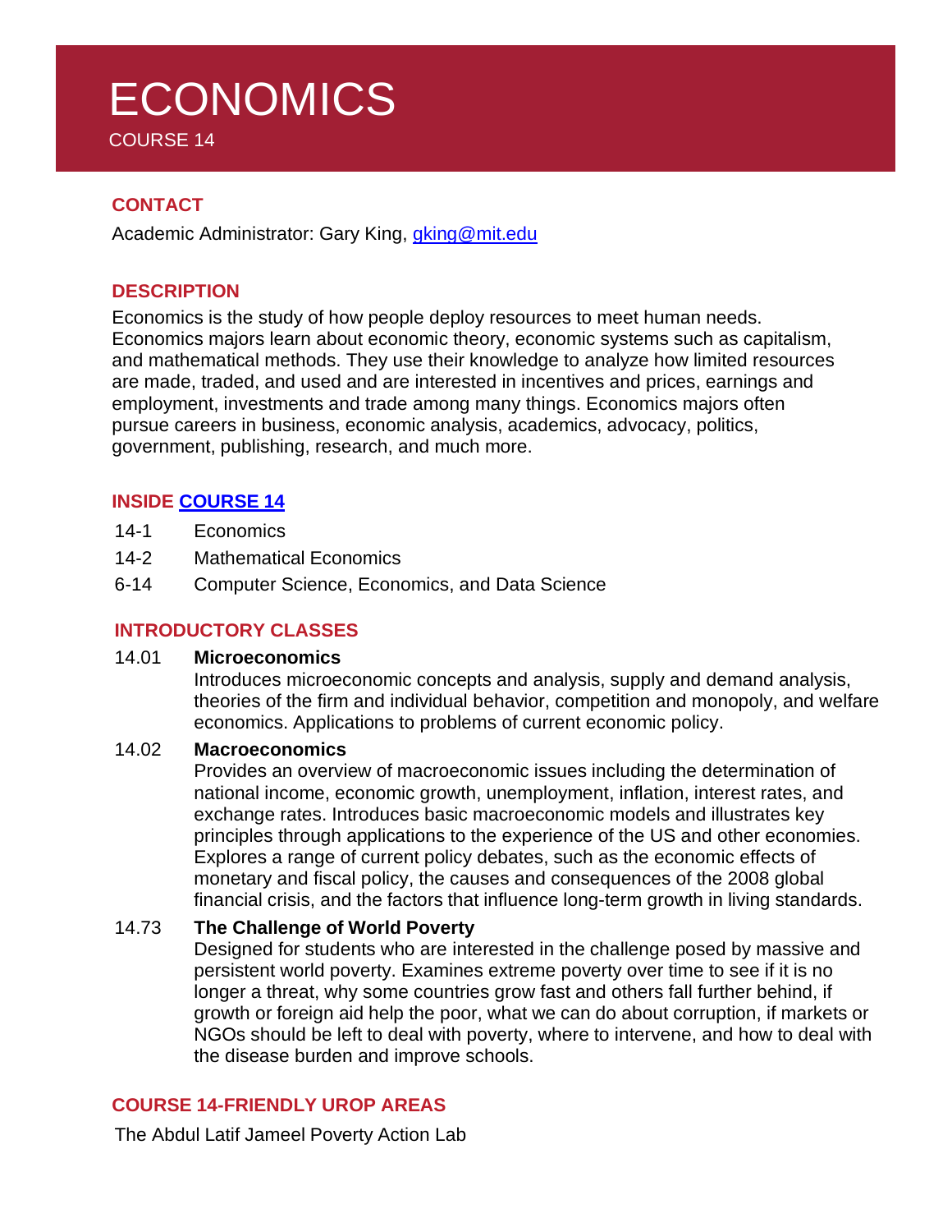# ECONOMICS

COURSE 14

## CONTACT

Academic Administrator: Gary King, gking@mit.edu

## DESCRIPTION

Economics is the study of how people deploy resources to meet human needs. Economics majors learn about economic theory, economic systems such as capitalism, and mathematical methods. They use their knowledge to analyze how limited resources are made, traded, and used and are interested in incentives and prices, earnings and employment, investments and trade among many things. Economics majors often pursue careers in business, economic analysis, academics, advocacy, politics, government, publishing, research, and much more.

## INSIDE COURSE 14

- 14-1 Economics
- 14-2 Mathematical Economics
- 6-14 Computer Science, Economics, and Data Science

## INTRODUCTORY CLASSES

**14.01 Microeconomics**

Introduces microeconomic concepts and analysis, supply and demand analysis, theories of the firm and individual behavior, competition and monopoly, and welfare economics. Applications to problems of current economic policy.

**14.02 Macroeconomics**

Provides an overview of macroeconomic issues including the determination of national income, economic growth, unemployment, inflation, interest rates, and exchange rates. Introduces basic macroeconomic models and illustrates key principles through applications to the experience of the US and other economies. Explores a range of current policy debates, such as the economic effects of monetary and fiscal policy, the causes and consequences of the 2008 global financial crisis, and the factors that influence long-term growth in living standards.

**14.73 The Challenge of World Poverty**

Designed for students who are interested in the challenge posed by massive and persistent world poverty. Examines extreme poverty over time to see if it is no longer a threat, why some countries grow fast and others fall further behind, if growth or foreign aid help the poor, what we can do about corruption, if markets or NGOs should be left to deal with poverty, where to intervene, and how to deal with the disease burden and improve schools.

## COURSE 14-FRIENDLY UROP AREAS

The Abdul Latif Jameel Poverty Action Lab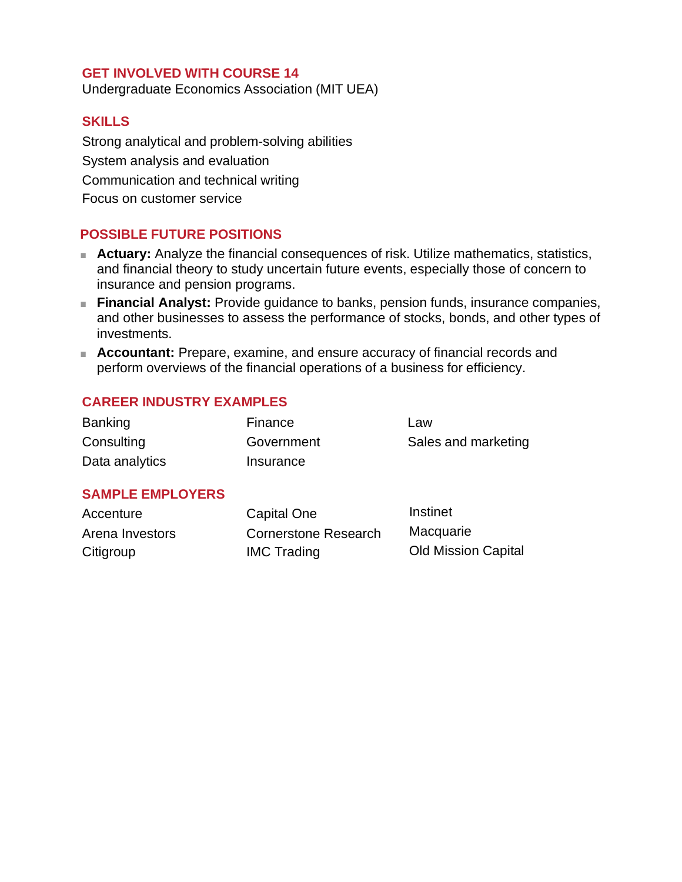## GET INVOLVED WITH COURSE 14

Undergraduate Economics Association (MIT UEA)

## SKILLS

Strong analytical and problem-solving abilities

System analysis and evaluation

Communication and technical writing

Focus on customer service

## POSSIBLE FUTURE POSITIONS

- **Actuary:** Analyze the financial consequences of risk. Utilize mathematics, statistics, and financial theory to study uncertain future events, especially those of concern to insurance and pension programs.
- **Financial Analyst:** Provide guidance to banks, pension funds, insurance companies, and other businesses to assess the performance of stocks, bonds, and other types of investments.
- **Accountant:** Prepare, examine, and ensure accuracy of financial records and perform overviews of the financial operations of a business for efficiency.

## CAREER INDUSTRY EXAMPLES

Banking
Consulting
Data analytics
Finance
Government
Insurance
Law
Sales and marketing

## SAMPLE EMPLOYERS

Accenture
Arena Investors
Citigroup
Capital One
Cornerstone Research
IMC Trading
Instinet
Macquarie
Old Mission Capital